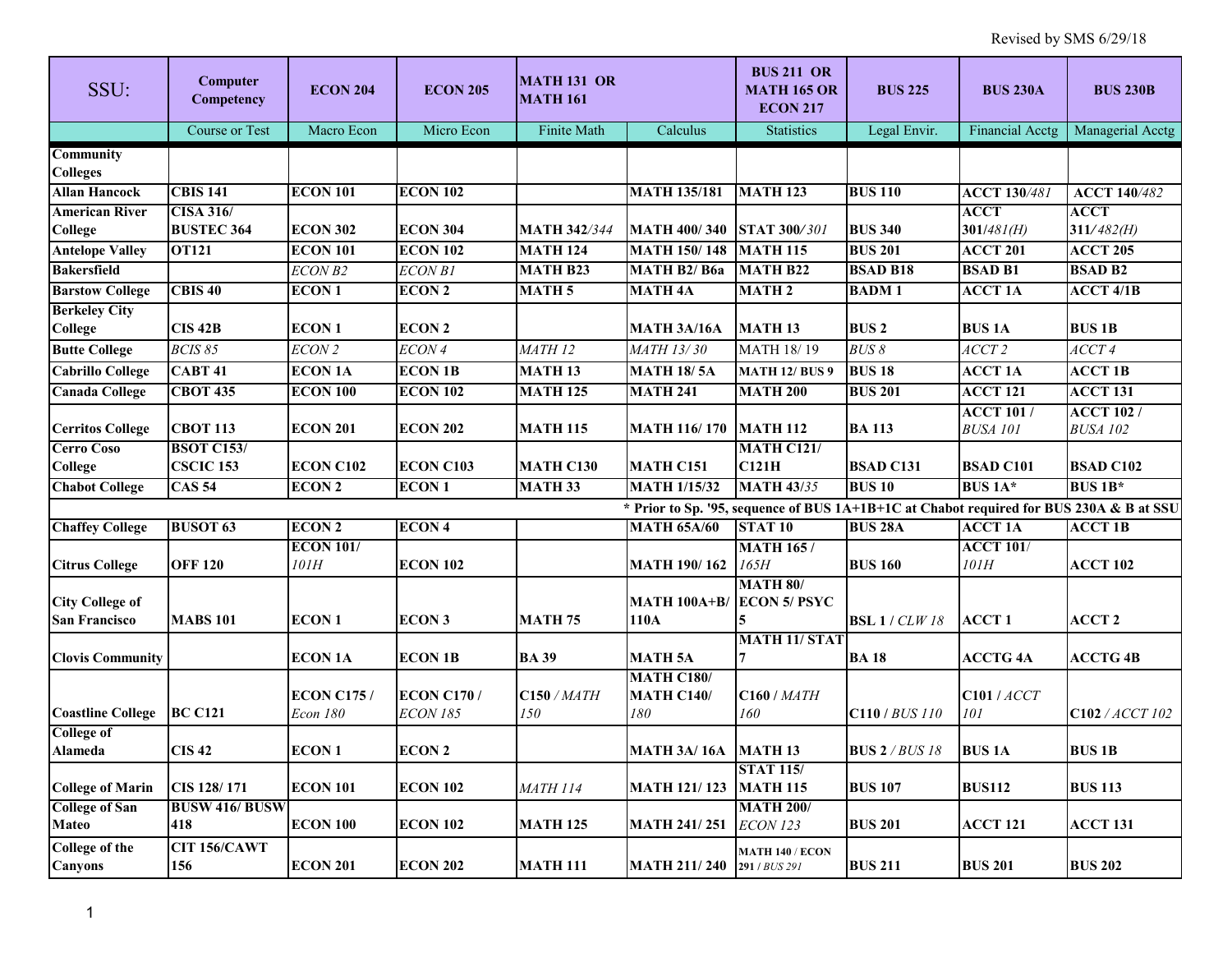Revised by SMS 6/29/18

| SSU: | Computer Competency | ECON 204 | ECON 205 | MATH 131 OR MATH 161 | | BUS 211 OR MATH 165 OR ECON 217 | BUS 225 | BUS 230A | BUS 230B |
|---|---|---|---|---|---|---|---|---|---|
| | Course or Test | Macro Econ | Micro Econ | Finite Math | Calculus | Statistics | Legal Envir. | Financial Acctg | Managerial Acctg |
| **Community Colleges** | | | | | | | | | |
| **Allan Hancock** | **CBIS 141** | **ECON 101** | **ECON 102** | | **MATH 135/181** | **MATH 123** | **BUS 110** | **ACCT 130**/*481* | **ACCT 140**/*482* |
| **American River College** | *CISA 316/* **BUSTEC 364** | **ECON 302** | **ECON 304** | **MATH 342**/*344* | **MATH 400/ 340** | **STAT 300**/*301* | **BUS 340** | **ACCT 301**/*481(H)* | **ACCT 311**/*482(H)* |
| **Antelope Valley** | **OT121** | **ECON 101** | **ECON 102** | **MATH 124** | **MATH 150/ 148** | **MATH 115** | **BUS 201** | **ACCT 201** | **ACCT 205** |
| **Bakersfield** | | *ECON B2* | *ECON B1* | **MATH B23** | **MATH B2/ B6a** | **MATH B22** | **BSAD B18** | **BSAD B1** | **BSAD B2** |
| **Barstow College** | **CBIS 40** | **ECON 1** | **ECON 2** | **MATH 5** | **MATH 4A** | **MATH 2** | **BADM 1** | **ACCT 1A** | **ACCT 4/1B** |
| **Berkeley City College** | **CIS 42B** | **ECON 1** | **ECON 2** | | **MATH 3A/16A** | **MATH 13** | **BUS 2** | **BUS 1A** | **BUS 1B** |
| **Butte College** | *BCIS 85* | *ECON 2* | *ECON 4* | *MATH 12* | *MATH 13/ 30* | MATH 18/ 19 | *BUS 8* | *ACCT 2* | *ACCT 4* |
| **Cabrillo College** | **CABT 41** | **ECON 1A** | **ECON 1B** | **MATH 13** | **MATH 18/ 5A** | **MATH 12/ BUS 9** | **BUS 18** | **ACCT 1A** | **ACCT 1B** |
| **Canada College** | **CBOT 435** | **ECON 100** | **ECON 102** | **MATH 125** | **MATH 241** | **MATH 200** | **BUS 201** | **ACCT 121** | **ACCT 131** |
| **Cerritos College** | **CBOT 113** | **ECON 201** | **ECON 202** | **MATH 115** | **MATH 116/ 170** | **MATH 112** | **BA 113** | **ACCT 101** / *BUSA 101* | **ACCT 102** / *BUSA 102* |
| **Cerro Coso College** | **BSOT C153/ CSCIC 153** | **ECON C102** | **ECON C103** | **MATH C130** | **MATH C151** | **MATH C121/ C121H** | **BSAD C131** | **BSAD C101** | **BSAD C102** |
| **Chabot College** | **CAS 54** | **ECON 2** | **ECON 1** | **MATH 33** | **MATH 1/15/32** | **MATH 43**/*35* | **BUS 10** | **BUS 1A*** | **BUS 1B*** |
| | | | | | | **\* Prior to Sp. '95, sequence of BUS 1A+1B+1C at Chabot required for BUS 230A & B at SSU** | | | |
| **Chaffey College** | **BUSOT 63** | **ECON 2** | **ECON 4** | | **MATH 65A/60** | **STAT 10** | **BUS 28A** | **ACCT 1A** | **ACCT 1B** |
| **Citrus College** | **OFF 120** | **ECON 101/** *101H* | **ECON 102** | | **MATH 190/ 162** | **MATH 165 /** *165H* | **BUS 160** | **ACCT 101/** *101H* | **ACCT 102** |
| **City College of San Francisco** | **MABS 101** | **ECON 1** | **ECON 3** | **MATH 75** | **MATH 100A+B/ 110A** | **MATH 80/ ECON 5/ PSYC 5** | **BSL 1** / *CLW 18* | **ACCT 1** | **ACCT 2** |
| **Clovis Community** | | **ECON 1A** | **ECON 1B** | **BA 39** | **MATH 5A** | **MATH 11/ STAT 7** | **BA 18** | **ACCTG 4A** | **ACCTG 4B** |
| **Coastline College** | **BC C121** | **ECON C175 /** *Econ 180* | **ECON C170 /** *ECON 185* | **C150** / *MATH 150* | **MATH C180/ MATH C140/** *180* | **C160** / *MATH 160* | **C110** / *BUS 110* | **C101** / *ACCT 101* | **C102** / *ACCT 102* |
| **College of Alameda** | **CIS 42** | **ECON 1** | **ECON 2** | | **MATH 3A/ 16A** | **MATH 13** | **BUS 2** / *BUS 18* | **BUS 1A** | **BUS 1B** |
| **College of Marin** | **CIS 128/ 171** | **ECON 101** | **ECON 102** | *MATH 114* | **MATH 121/ 123** | **STAT 115/ MATH 115** | **BUS 107** | **BUS112** | **BUS 113** |
| **College of San Mateo** | **BUSW 416/ BUSW 418** | **ECON 100** | **ECON 102** | **MATH 125** | **MATH 241/ 251** | **MATH 200/** *ECON 123* | **BUS 201** | **ACCT 121** | **ACCT 131** |
| **College of the Canyons** | **CIT 156/CAWT 156** | **ECON 201** | **ECON 202** | **MATH 111** | **MATH 211/ 240** | **MATH 140 / ECON 291** / *BUS 291* | **BUS 211** | **BUS 201** | **BUS 202** |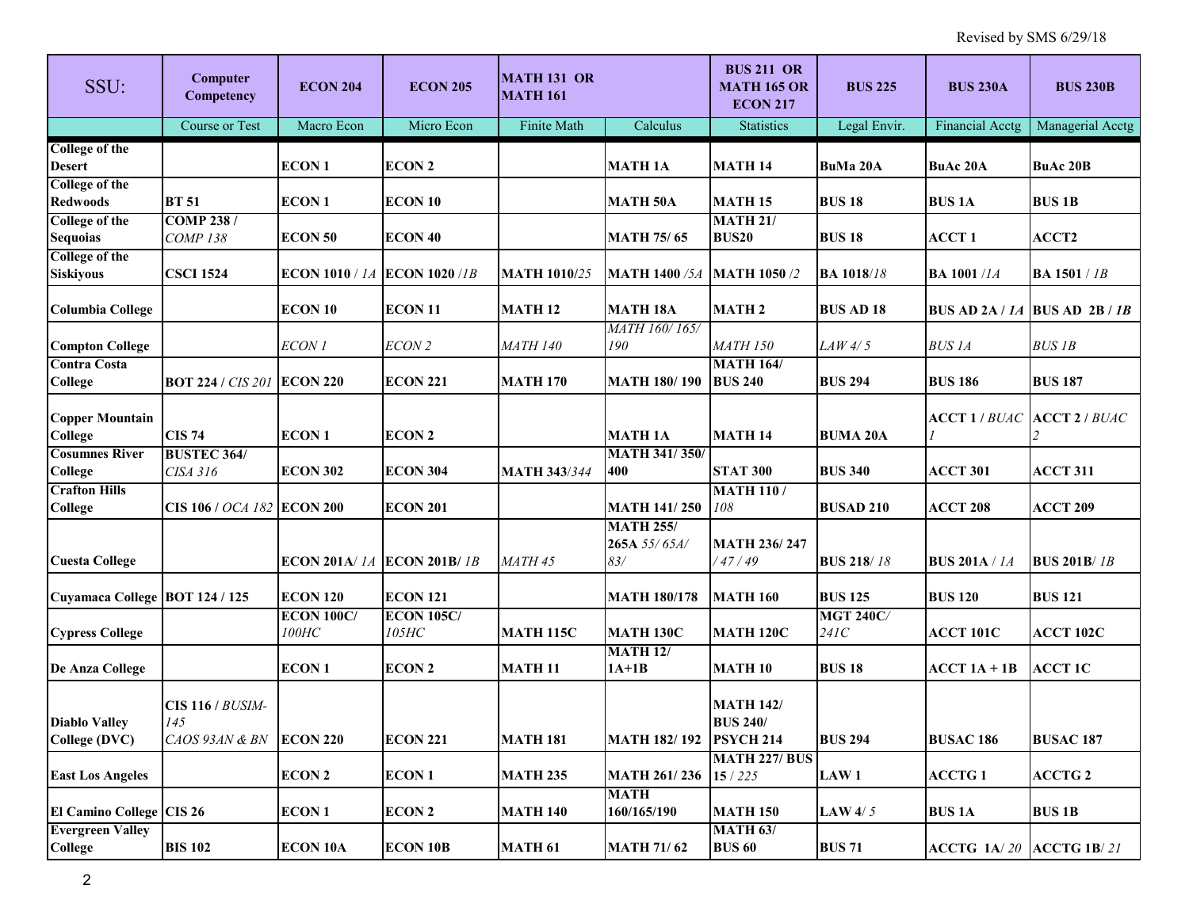Revised by SMS 6/29/18

| SSU: | Computer Competency | ECON 204 | ECON 205 | MATH 131 OR MATH 161 | | BUS 211 OR MATH 165 OR ECON 217 | BUS 225 | BUS 230A | BUS 230B |
|---|---|---|---|---|---|---|---|---|---|
| | Course or Test | Macro Econ | Micro Econ | Finite Math | Calculus | Statistics | Legal Envir. | Financial Acctg | Managerial Acctg |
| **College of the Desert** | | **ECON 1** | **ECON 2** | | **MATH 1A** | **MATH 14** | **BuMa 20A** | **BuAc 20A** | **BuAc 20B** |
| **College of the Redwoods** | **BT 51** | **ECON 1** | **ECON 10** | | **MATH 50A** | **MATH 15** | **BUS 18** | **BUS 1A** | **BUS 1B** |
| **College of the Sequoias** | **COMP 238 /** *COMP 138* | **ECON 50** | **ECON 40** | | **MATH 75/ 65** | **MATH 21/ BUS20** | **BUS 18** | **ACCT 1** | **ACCT2** |
| **College of the Siskiyous** | **CSCI 1524** | **ECON 1010** / *1A* | **ECON 1020** /*1B* | **MATH 1010**/*25* | **MATH 1400** /*5A* | **MATH 1050** /*2* | **BA 1018**/*18* | **BA 1001** /*1A* | **BA 1501** / *1B* |
| **Columbia College** | | **ECON 10** | **ECON 11** | **MATH 12** | **MATH 18A** | **MATH 2** | **BUS AD 18** | **BUS AD 2A /** *1A* | **BUS AD 2B /** *1B* |
| **Compton College** | | *ECON 1* | *ECON 2* | *MATH 140* | *MATH 160/ 165/ 190* | *MATH 150* | *LAW 4/ 5* | *BUS 1A* | *BUS 1B* |
| **Contra Costa College** | **BOT 224** / *CIS 201* | **ECON 220** | **ECON 221** | **MATH 170** | **MATH 180/ 190** | **MATH 164/ BUS 240** | **BUS 294** | **BUS 186** | **BUS 187** |
| **Copper Mountain College** | **CIS 74** | **ECON 1** | **ECON 2** | | **MATH 1A** | **MATH 14** | **BUMA 20A** | **ACCT 1** / *BUAC 1* | **ACCT 2** / *BUAC 2* |
| **Cosumnes River College** | **BUSTEC 364/** *CISA 316* | **ECON 302** | **ECON 304** | **MATH 343**/*344* | **MATH 341/ 350/ 400** | **STAT 300** | **BUS 340** | **ACCT 301** | **ACCT 311** |
| **Crafton Hills College** | **CIS 106** / *OCA 182* | **ECON 200** | **ECON 201** | | **MATH 141/ 250** | **MATH 110 /** *108* | **BUSAD 210** | **ACCT 208** | **ACCT 209** |
| **Cuesta College** | | **ECON 201A**/ *1A* | **ECON 201B**/ *1B* | *MATH 45* | **MATH 255/ 265A** *55/ 65A/ 83/* | **MATH 236/ 247** */ 47 / 49* | **BUS 218**/ *18* | **BUS 201A** / *1A* | **BUS 201B**/ *1B* |
| **Cuyamaca College** | **BOT 124 / 125** | **ECON 120** | **ECON 121** | | **MATH 180/178** | **MATH 160** | **BUS 125** | **BUS 120** | **BUS 121** |
| **Cypress College** | | **ECON 100C/** *100HC* | **ECON 105C/** *105HC* | **MATH 115C** | **MATH 130C** | **MATH 120C** | **MGT 240C/** *241C* | **ACCT 101C** | **ACCT 102C** |
| **De Anza College** | | **ECON 1** | **ECON 2** | **MATH 11** | **MATH 12/ 1A+1B** | **MATH 10** | **BUS 18** | **ACCT 1A + 1B** | **ACCT 1C** |
| **Diablo Valley College (DVC)** | **CIS 116** / *BUSIM-145 CAOS 93AN & BN* | **ECON 220** | **ECON 221** | **MATH 181** | **MATH 182/ 192** | **MATH 142/ BUS 240/ PSYCH 214** | **BUS 294** | **BUSAC 186** | **BUSAC 187** |
| **East Los Angeles** | | **ECON 2** | **ECON 1** | **MATH 235** | **MATH 261/ 236** | **MATH 227/ BUS 15** / *225* | **LAW 1** | **ACCTG 1** | **ACCTG 2** |
| **El Camino College** | **CIS 26** | **ECON 1** | **ECON 2** | **MATH 140** | **MATH 160/165/190** | **MATH 150** | **LAW 4**/ *5* | **BUS 1A** | **BUS 1B** |
| **Evergreen Valley College** | **BIS 102** | **ECON 10A** | **ECON 10B** | **MATH 61** | **MATH 71/ 62** | **MATH 63/ BUS 60** | **BUS 71** | **ACCTG 1A**/ *20* | **ACCTG 1B**/ *21* |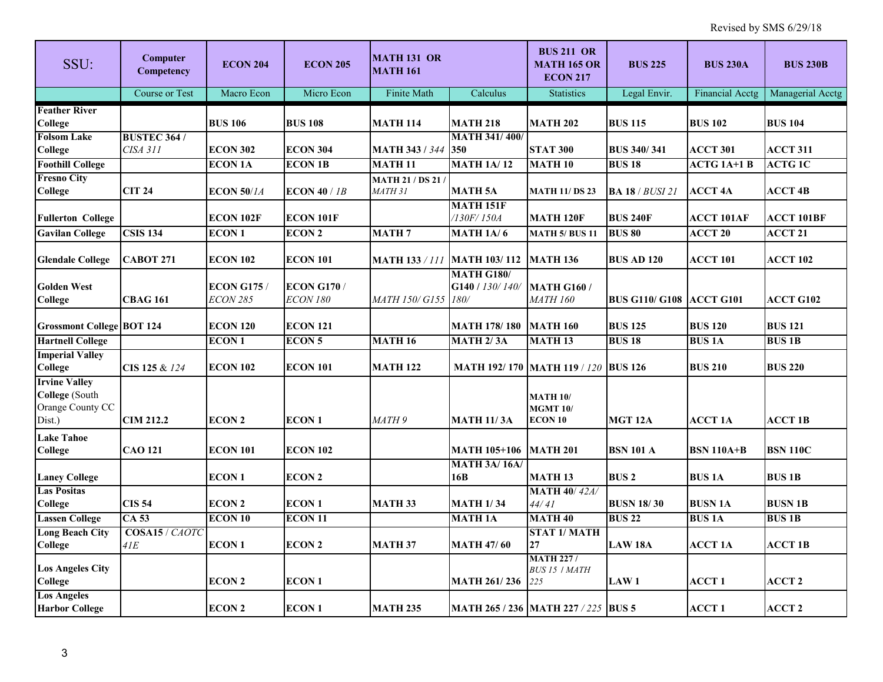Revised by SMS 6/29/18

| SSU: | Computer Competency | ECON 204 | ECON 205 | MATH 131 OR MATH 161 | | BUS 211 OR MATH 165 OR ECON 217 | BUS 225 | BUS 230A | BUS 230B |
|---|---|---|---|---|---|---|---|---|---|
| | Course or Test | Macro Econ | Micro Econ | Finite Math | Calculus | Statistics | Legal Envir. | Financial Acctg | Managerial Acctg |
| **Feather River College** | | **BUS 106** | **BUS 108** | **MATH 114** | **MATH 218** | **MATH 202** | **BUS 115** | **BUS 102** | **BUS 104** |
| **Folsom Lake College** | **BUSTEC 364 /** *CISA 311* | **ECON 302** | **ECON 304** | **MATH 343 /** *344* | **MATH 341/ 400/ 350** | **STAT 300** | **BUS 340/ 341** | **ACCT 301** | **ACCT 311** |
| **Foothill College** | | **ECON 1A** | **ECON 1B** | **MATH 11** | **MATH 1A/ 12** | **MATH 10** | **BUS 18** | **ACTG 1A+1 B** | **ACTG 1C** |
| **Fresno City College** | **CIT 24** | **ECON 50**/*1A* | **ECON 40** / *1B* | **MATH 21 / DS 21 /** *MATH 31* | **MATH 5A** | **MATH 11/ DS 23** | **BA 18** / *BUSI 21* | **ACCT 4A** | **ACCT 4B** |
| **Fullerton College** | | **ECON 102F** | **ECON 101F** | | **MATH 151F** */130F/ 150A* | **MATH 120F** | **BUS 240F** | **ACCT 101AF** | **ACCT 101BF** |
| **Gavilan College** | **CSIS 134** | **ECON 1** | **ECON 2** | **MATH 7** | **MATH 1A/ 6** | **MATH 5/ BUS 11** | **BUS 80** | **ACCT 20** | **ACCT 21** |
| **Glendale College** | **CABOT 271** | **ECON 102** | **ECON 101** | **MATH 133** */ 111* | **MATH 103/ 112** | **MATH 136** | **BUS AD 120** | **ACCT 101** | **ACCT 102** |
| **Golden West College** | **CBAG 161** | **ECON G175** / *ECON 285* | **ECON G170** / *ECON 180* | *MATH 150/ G155* | **MATH G180/ G140** / *130/ 140/ 180/* | **MATH G160 /** *MATH 160* | **BUS G110/ G108** | **ACCT G101** | **ACCT G102** |
| **Grossmont College** | **BOT 124** | **ECON 120** | **ECON 121** | | **MATH 178/ 180** | **MATH 160** | **BUS 125** | **BUS 120** | **BUS 121** |
| **Hartnell College** | | **ECON 1** | **ECON 5** | **MATH 16** | **MATH 2/ 3A** | **MATH 13** | **BUS 18** | **BUS 1A** | **BUS 1B** |
| **Imperial Valley College** | **CIS 125** & *124* | **ECON 102** | **ECON 101** | **MATH 122** | **MATH 192/ 170** | **MATH 119** / *120* | **BUS 126** | **BUS 210** | **BUS 220** |
| **Irvine Valley College** (South Orange County CC Dist.) | **CIM 212.2** | **ECON 2** | **ECON 1** | *MATH 9* | **MATH 11/ 3A** | **MATH 10/ MGMT 10/ ECON 10** | **MGT 12A** | **ACCT 1A** | **ACCT 1B** |
| **Lake Tahoe College** | **CAO 121** | **ECON 101** | **ECON 102** | | **MATH 105+106** | **MATH 201** | **BSN 101 A** | **BSN 110A+B** | **BSN 110C** |
| **Laney College** | | **ECON 1** | **ECON 2** | | **MATH 3A/ 16A/ 16B** | **MATH 13** | **BUS 2** | **BUS 1A** | **BUS 1B** |
| **Las Positas College** | **CIS 54** | **ECON 2** | **ECON 1** | **MATH 33** | **MATH 1/ 34** | **MATH 40**/ *42A/ 44/ 41* | **BUSN 18/ 30** | **BUSN 1A** | **BUSN 1B** |
| **Lassen College** | **CA 53** | **ECON 10** | **ECON 11** | | **MATH 1A** | **MATH 40** | **BUS 22** | **BUS 1A** | **BUS 1B** |
| **Long Beach City College** | **COSA15** / *CAOTC 41E* | **ECON 1** | **ECON 2** | **MATH 37** | **MATH 47/ 60** | **STAT 1/ MATH 27** | **LAW 18A** | **ACCT 1A** | **ACCT 1B** |
| **Los Angeles City College** | | **ECON 2** | **ECON 1** | | **MATH 261/ 236** | **MATH 227 /** *BUS 15 / MATH 225* | **LAW 1** | **ACCT 1** | **ACCT 2** |
| **Los Angeles Harbor College** | | **ECON 2** | **ECON 1** | **MATH 235** | **MATH 265 / 236** | **MATH 227** */ 225* | **BUS 5** | **ACCT 1** | **ACCT 2** |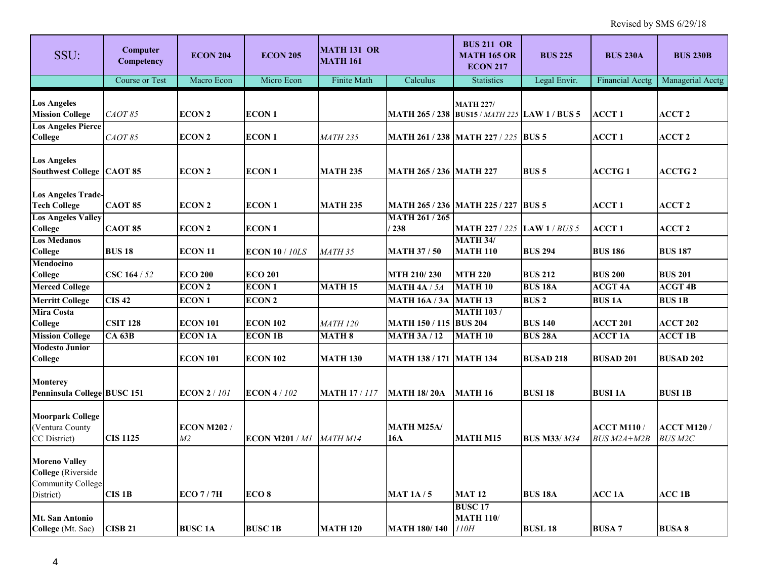Revised by SMS 6/29/18

| SSU: | Computer Competency | ECON 204 | ECON 205 | MATH 131 OR MATH 161 | | BUS 211 OR MATH 165 OR ECON 217 | BUS 225 | BUS 230A | BUS 230B |
|---|---|---|---|---|---|---|---|---|---|
| | Course or Test | Macro Econ | Micro Econ | Finite Math | Calculus | Statistics | Legal Envir. | Financial Acctg | Managerial Acctg |
| **Los Angeles Mission College** | *CAOT 85* | **ECON 2** | **ECON 1** | | **MATH 265 / 238** | **MATH 227/ BUS15** / *MATH 225* | **LAW 1 / BUS 5** | **ACCT 1** | **ACCT 2** |
| **Los Angeles Pierce College** | *CAOT 85* | **ECON 2** | **ECON 1** | *MATH 235* | **MATH 261 / 238** | **MATH 227** / *225* | **BUS 5** | **ACCT 1** | **ACCT 2** |
| **Los Angeles Southwest College** | **CAOT 85** | **ECON 2** | **ECON 1** | **MATH 235** | **MATH 265 / 236** | **MATH 227** | **BUS 5** | **ACCTG 1** | **ACCTG 2** |
| **Los Angeles Trade-Tech College** | **CAOT 85** | **ECON 2** | **ECON 1** | **MATH 235** | **MATH 265 / 236** | **MATH 225 / 227** | **BUS 5** | **ACCT 1** | **ACCT 2** |
| **Los Angeles Valley College** | **CAOT 85** | **ECON 2** | **ECON 1** | | **MATH 261 / 265 / 238** | **MATH 227** / *225* | **LAW 1** / *BUS 5* | **ACCT 1** | **ACCT 2** |
| **Los Medanos College** | **BUS 18** | **ECON 11** | **ECON 10** / *10LS* | *MATH 35* | **MATH 37 / 50** | **MATH 34/ MATH 110** | **BUS 294** | **BUS 186** | **BUS 187** |
| **Mendocino College** | **CSC 164** / *52* | **ECO 200** | **ECO 201** | | **MTH 210/ 230** | **MTH 220** | **BUS 212** | **BUS 200** | **BUS 201** |
| **Merced College** | | **ECON 2** | **ECON 1** | **MATH 15** | **MATH 4A** / *5A* | **MATH 10** | **BUS 18A** | **ACGT 4A** | **ACGT 4B** |
| **Merritt College** | **CIS 42** | **ECON 1** | **ECON 2** | | **MATH 16A / 3A** | **MATH 13** | **BUS 2** | **BUS 1A** | **BUS 1B** |
| **Mira Costa College** | **CSIT 128** | **ECON 101** | **ECON 102** | *MATH 120* | **MATH 150 / 115** | **MATH 103 / BUS 204** | **BUS 140** | **ACCT 201** | **ACCT 202** |
| **Mission College** | **CA 63B** | **ECON 1A** | **ECON 1B** | **MATH 8** | **MATH 3A / 12** | **MATH 10** | **BUS 28A** | **ACCT 1A** | **ACCT 1B** |
| **Modesto Junior College** | | **ECON 101** | **ECON 102** | **MATH 130** | **MATH 138 / 171** | **MATH 134** | **BUSAD 218** | **BUSAD 201** | **BUSAD 202** |
| **Monterey Penninsula College** | **BUSC 151** | **ECON 2** / *101* | **ECON 4** / *102* | **MATH 17** / *117* | **MATH 18/ 20A** | **MATH 16** | **BUSI 18** | **BUSI 1A** | **BUSI 1B** |
| **Moorpark College** (Ventura County CC District) | **CIS 1125** | **ECON M202** / *M2* | **ECON M201** / *M1* | *MATH M14* | **MATH M25A/ 16A** | **MATH M15** | **BUS M33**/ *M34* | **ACCT M110** / *BUS M2A+M2B* | **ACCT M120** / *BUS M2C* |
| **Moreno Valley College** (Riverside Community College District) | **CIS 1B** | **ECO 7 / 7H** | **ECO 8** | | **MAT 1A / 5** | **MAT 12** | **BUS 18A** | **ACC 1A** | **ACC 1B** |
| **Mt. San Antonio College** (Mt. Sac) | **CISB 21** | **BUSC 1A** | **BUSC 1B** | **MATH 120** | **MATH 180/ 140** | **BUSC 17 MATH 110/** *110H* | **BUSL 18** | **BUSA 7** | **BUSA 8** |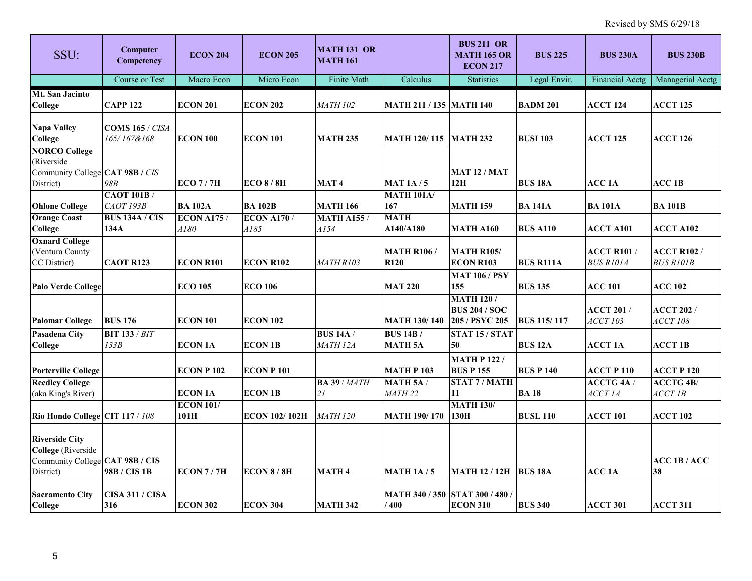Revised by SMS 6/29/18

| SSU: | Computer Competency | ECON 204 | ECON 205 | MATH 131 OR MATH 161 | | BUS 211 OR MATH 165 OR ECON 217 | BUS 225 | BUS 230A | BUS 230B |
|---|---|---|---|---|---|---|---|---|---|
| | Course or Test | Macro Econ | Micro Econ | Finite Math | Calculus | Statistics | Legal Envir. | Financial Acctg | Managerial Acctg |
| **Mt. San Jacinto College** | **CAPP 122** | **ECON 201** | **ECON 202** | *MATH 102* | **MATH 211 / 135** | **MATH 140** | **BADM 201** | **ACCT 124** | **ACCT 125** |
| **Napa Valley College** | **COMS 165** / *CISA 165/ 167&168* | **ECON 100** | **ECON 101** | **MATH 235** | **MATH 120/ 115** | **MATH 232** | **BUSI 103** | **ACCT 125** | **ACCT 126** |
| **NORCO College** (Riverside Community College District) | **CAT 98B** / *CIS 98B* | **ECO 7 / 7H** | **ECO 8 / 8H** | **MAT 4** | **MAT 1A / 5** | **MAT 12 / MAT 12H** | **BUS 18A** | **ACC 1A** | **ACC 1B** |
| **Ohlone College** | **CAOT 101B** / *CAOT 193B* | **BA 102A** | **BA 102B** | **MATH 166** | **MATH 101A/ 167** | **MATH 159** | **BA 141A** | **BA 101A** | **BA 101B** |
| **Orange Coast College** | **BUS 134A / CIS 134A** | **ECON A175** / *A180* | **ECON A170** / *A185* | **MATH A155** / *A154* | **MATH A140/A180** | **MATH A160** | **BUS A110** | **ACCT A101** | **ACCT A102** |
| **Oxnard College** (Ventura County CC District) | **CAOT R123** | **ECON R101** | **ECON R102** | *MATH R103* | **MATH R106 / R120** | **MATH R105/ ECON R103** | **BUS R111A** | **ACCT R101** / *BUS R101A* | **ACCT R102** / *BUS R101B* |
| **Palo Verde College** | | **ECO 105** | **ECO 106** | | **MAT 220** | **MAT 106 / PSY 155** | **BUS 135** | **ACC 101** | **ACC 102** |
| **Palomar College** | **BUS 176** | **ECON 101** | **ECON 102** | | **MATH 130/ 140** | **MATH 120 / BUS 204 / SOC 205 / PSYC 205** | **BUS 115/ 117** | **ACCT 201** / *ACCT 103* | **ACCT 202** / *ACCT 108* |
| **Pasadena City College** | **BIT 133** / *BIT 133B* | **ECON 1A** | **ECON 1B** | **BUS 14A** / *MATH 12A* | **BUS 14B / MATH 5A** | **STAT 15 / STAT 50** | **BUS 12A** | **ACCT 1A** | **ACCT 1B** |
| **Porterville College** | | **ECON P 102** | **ECON P 101** | | **MATH P 103** | **MATH P 122 / BUS P 155** | **BUS P 140** | **ACCT P 110** | **ACCT P 120** |
| **Reedley College** (aka King's River) | | **ECON 1A** | **ECON 1B** | **BA 39** / *MATH 21* | **MATH 5A** / *MATH 22* | **STAT 7 / MATH 11** | **BA 18** | **ACCTG 4A** / *ACCT 1A* | **ACCTG 4B**/ *ACCT 1B* |
| **Rio Hondo College** | **CIT 117** / *108* | **ECON 101/ 101H** | **ECON 102/ 102H** | *MATH 120* | **MATH 190/ 170** | **MATH 130/ 130H** | **BUSL 110** | **ACCT 101** | **ACCT 102** |
| **Riverside City College** (Riverside Community College District) | **CAT 98B / CIS 98B / CIS 1B** | **ECON 7 / 7H** | **ECON 8 / 8H** | **MATH 4** | **MATH 1A / 5** | **MATH 12 / 12H** | **BUS 18A** | **ACC 1A** | **ACC 1B / ACC 38** |
| **Sacramento City College** | **CISA 311 / CISA 316** | **ECON 302** | **ECON 304** | **MATH 342** | **MATH 340 / 350 / 400** | **STAT 300 / 480 / ECON 310** | **BUS 340** | **ACCT 301** | **ACCT 311** |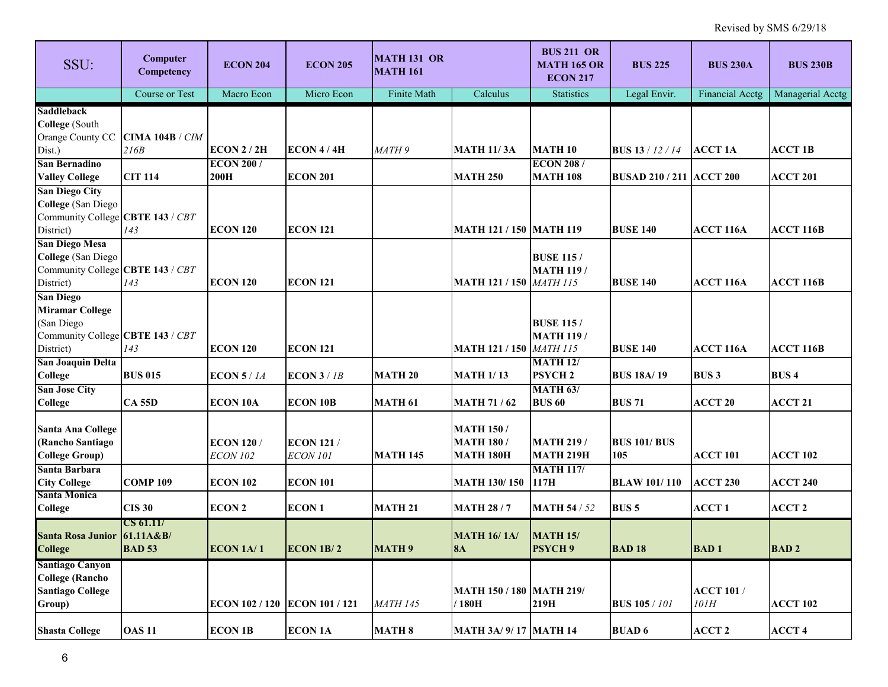Revised by SMS 6/29/18

| SSU: | Computer Competency | ECON 204 | ECON 205 | MATH 131 OR MATH 161 | | BUS 211 OR MATH 165 OR ECON 217 | BUS 225 | BUS 230A | BUS 230B |
|---|---|---|---|---|---|---|---|---|---|
| | Course or Test | Macro Econ | Micro Econ | Finite Math | Calculus | Statistics | Legal Envir. | Financial Acctg | Managerial Acctg |
| **Saddleback College** (South Orange County CC Dist.) | **CIMA 104B** / *CIM 216B* | **ECON 2 / 2H** | **ECON 4 / 4H** | *MATH 9* | **MATH 11/ 3A** | **MATH 10** | **BUS 13** / *12 / 14* | **ACCT 1A** | **ACCT 1B** |
| **San Bernadino Valley College** | **CIT 114** | **ECON 200 / 200H** | **ECON 201** | | **MATH 250** | **ECON 208 / MATH 108** | **BUSAD 210 / 211** | **ACCT 200** | **ACCT 201** |
| **San Diego City College** (San Diego Community College District) | **CBTE 143** / *CBT 143* | **ECON 120** | **ECON 121** | | **MATH 121 / 150** | **MATH 119** | **BUSE 140** | **ACCT 116A** | **ACCT 116B** |
| **San Diego Mesa College** (San Diego Community College District) | **CBTE 143** / *CBT 143* | **ECON 120** | **ECON 121** | | **MATH 121 / 150** | **BUSE 115 / MATH 119** / *MATH 115* | **BUSE 140** | **ACCT 116A** | **ACCT 116B** |
| **San Diego Miramar College** (San Diego Community College District) | **CBTE 143** / *CBT 143* | **ECON 120** | **ECON 121** | | **MATH 121 / 150** | **BUSE 115 / MATH 119** / *MATH 115* | **BUSE 140** | **ACCT 116A** | **ACCT 116B** |
| **San Joaquin Delta College** | **BUS 015** | **ECON 5** / *1A* | **ECON 3** / *1B* | **MATH 20** | **MATH 1/ 13** | **MATH 12/ PSYCH 2** | **BUS 18A/ 19** | **BUS 3** | **BUS 4** |
| **San Jose City College** | **CA 55D** | **ECON 10A** | **ECON 10B** | **MATH 61** | **MATH 71 / 62** | **MATH 63/ BUS 60** | **BUS 71** | **ACCT 20** | **ACCT 21** |
| **Santa Ana College (Rancho Santiago College Group)** | | **ECON 120** / *ECON 102* | **ECON 121** / *ECON 101* | **MATH 145** | **MATH 150 / MATH 180 / MATH 180H** | **MATH 219 / MATH 219H** | **BUS 101/ BUS 105** | **ACCT 101** | **ACCT 102** |
| **Santa Barbara City College** | **COMP 109** | **ECON 102** | **ECON 101** | | **MATH 130/ 150** | **MATH 117/ 117H** | **BLAW 101/ 110** | **ACCT 230** | **ACCT 240** |
| **Santa Monica College** | **CIS 30** | **ECON 2** | **ECON 1** | **MATH 21** | **MATH 28 / 7** | **MATH 54** / *52* | **BUS 5** | **ACCT 1** | **ACCT 2** |
| **Santa Rosa Junior College** | **CS 61.11/ 61.11A&B/ BAD 53** | **ECON 1A/ 1** | **ECON 1B/ 2** | **MATH 9** | **MATH 16/ 1A/ 8A** | **MATH 15/ PSYCH 9** | **BAD 18** | **BAD 1** | **BAD 2** |
| **Santiago Canyon College (Rancho Santiago College Group)** | | **ECON 102 / 120** | **ECON 101 / 121** | *MATH 145* | **MATH 150 / 180 / 180H** | **MATH 219/ 219H** | **BUS 105** / *101* | **ACCT 101** / *101H* | **ACCT 102** |
| **Shasta College** | **OAS 11** | **ECON 1B** | **ECON 1A** | **MATH 8** | **MATH 3A/ 9/ 17** | **MATH 14** | **BUAD 6** | **ACCT 2** | **ACCT 4** |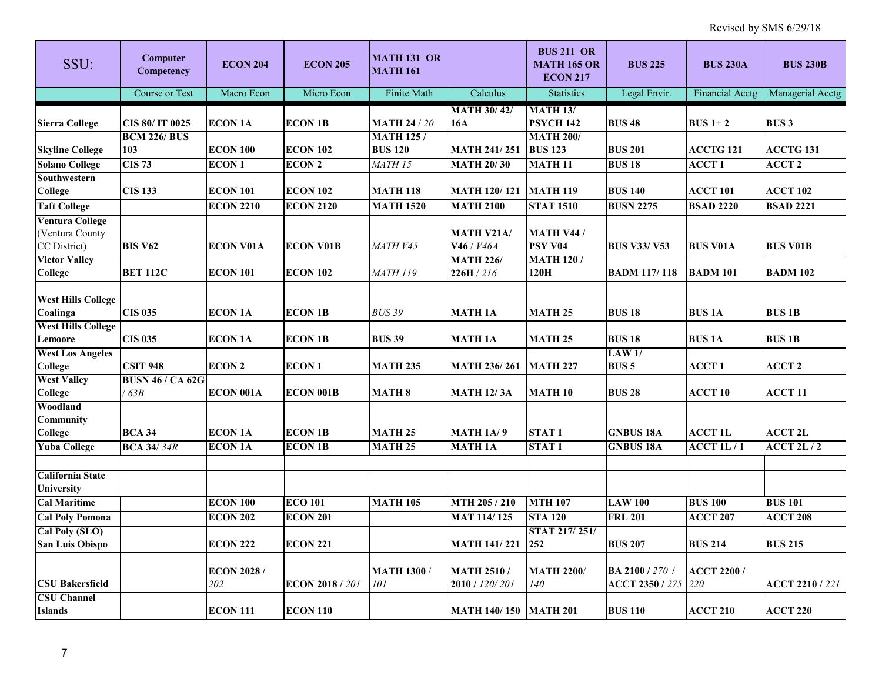Revised by SMS 6/29/18

| SSU: | Computer Competency | ECON 204 | ECON 205 | MATH 131 OR MATH 161 | | BUS 211 OR MATH 165 OR ECON 217 | BUS 225 | BUS 230A | BUS 230B |
|---|---|---|---|---|---|---|---|---|---|
| | Course or Test | Macro Econ | Micro Econ | Finite Math | Calculus | Statistics | Legal Envir. | Financial Acctg | Managerial Acctg |
| **Sierra College** | **CIS 80/ IT 0025** | **ECON 1A** | **ECON 1B** | **MATH 24** / *20* | **MATH 30/ 42/ 16A** | **MATH 13/ PSYCH 142** | **BUS 48** | **BUS 1+ 2** | **BUS 3** |
| **Skyline College** | **BCM 226/ BUS 103** | **ECON 100** | **ECON 102** | **MATH 125 / BUS 120** | **MATH 241/ 251** | **MATH 200/ BUS 123** | **BUS 201** | **ACCTG 121** | **ACCTG 131** |
| **Solano College** | **CIS 73** | **ECON 1** | **ECON 2** | *MATH 15* | **MATH 20/ 30** | **MATH 11** | **BUS 18** | **ACCT 1** | **ACCT 2** |
| **Southwestern College** | **CIS 133** | **ECON 101** | **ECON 102** | **MATH 118** | **MATH 120/ 121** | **MATH 119** | **BUS 140** | **ACCT 101** | **ACCT 102** |
| **Taft College** | | **ECON 2210** | **ECON 2120** | **MATH 1520** | **MATH 2100** | **STAT 1510** | **BUSN 2275** | **BSAD 2220** | **BSAD 2221** |
| **Ventura College** (Ventura County CC District) | **BIS V62** | **ECON V01A** | **ECON V01B** | *MATH V45* | **MATH V21A/ V46** / *V46A* | **MATH V44 / PSY V04** | **BUS V33/ V53** | **BUS V01A** | **BUS V01B** |
| **Victor Valley College** | **BET 112C** | **ECON 101** | **ECON 102** | *MATH 119* | **MATH 226/ 226H** / *216* | **MATH 120 / 120H** | **BADM 117/ 118** | **BADM 101** | **BADM 102** |
| **West Hills College Coalinga** | **CIS 035** | **ECON 1A** | **ECON 1B** | *BUS 39* | **MATH 1A** | **MATH 25** | **BUS 18** | **BUS 1A** | **BUS 1B** |
| **West Hills College Lemoore** | **CIS 035** | **ECON 1A** | **ECON 1B** | **BUS 39** | **MATH 1A** | **MATH 25** | **BUS 18** | **BUS 1A** | **BUS 1B** |
| **West Los Angeles College** | **CSIT 948** | **ECON 2** | **ECON 1** | **MATH 235** | **MATH 236/ 261** | **MATH 227** | **LAW 1/ BUS 5** | **ACCT 1** | **ACCT 2** |
| **West Valley College** | **BUSN 46 / CA 62G** / *63B* | **ECON 001A** | **ECON 001B** | **MATH 8** | **MATH 12/ 3A** | **MATH 10** | **BUS 28** | **ACCT 10** | **ACCT 11** |
| **Woodland Community College** | **BCA 34** | **ECON 1A** | **ECON 1B** | **MATH 25** | **MATH 1A/ 9** | **STAT 1** | **GNBUS 18A** | **ACCT 1L** | **ACCT 2L** |
| **Yuba College** | **BCA 34**/ *34R* | **ECON 1A** | **ECON 1B** | **MATH 25** | **MATH 1A** | **STAT 1** | **GNBUS 18A** | **ACCT 1L / 1** | **ACCT 2L / 2** |
| | | | | | | | | | |
| **California State University** | | | | | | | | | |
| **Cal Maritime** | | **ECON 100** | **ECO 101** | **MATH 105** | **MTH 205 / 210** | **MTH 107** | **LAW 100** | **BUS 100** | **BUS 101** |
| **Cal Poly Pomona** | | **ECON 202** | **ECON 201** | | **MAT 114/ 125** | **STA 120** | **FRL 201** | **ACCT 207** | **ACCT 208** |
| **Cal Poly (SLO) San Luis Obispo** | | **ECON 222** | **ECON 221** | | **MATH 141/ 221** | **STAT 217/ 251/ 252** | **BUS 207** | **BUS 214** | **BUS 215** |
| **CSU Bakersfield** | | **ECON 2028 /** *202* | **ECON 2018** / *201* | **MATH 1300** / *101* | **MATH 2510 / 2010** / *120/ 201* | **MATH 2200**/ *140* | **BA 2100** / *270* / **ACCT 2350** / *275* | **ACCT 2200 /** *220* | **ACCT 2210** / *221* |
| **CSU Channel Islands** | | **ECON 111** | **ECON 110** | | **MATH 140/ 150** | **MATH 201** | **BUS 110** | **ACCT 210** | **ACCT 220** |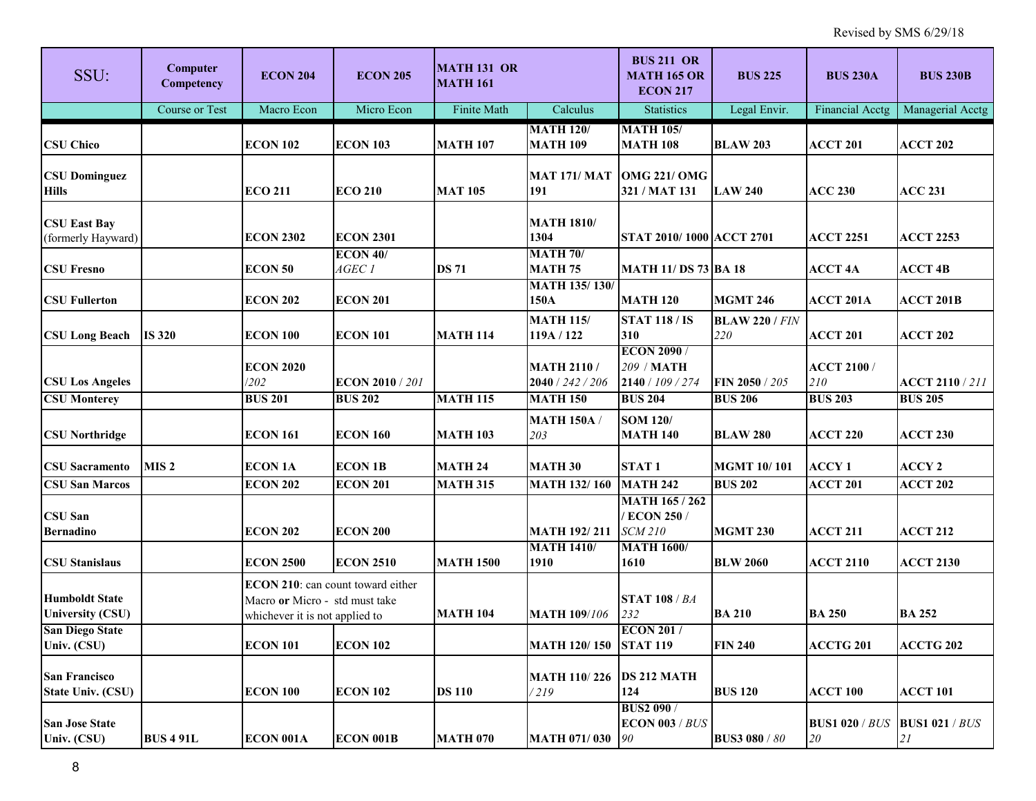Revised by SMS 6/29/18

| SSU: | Computer Competency | ECON 204 | ECON 205 | MATH 131 OR MATH 161 | | BUS 211 OR MATH 165 OR ECON 217 | BUS 225 | BUS 230A | BUS 230B |
|---|---|---|---|---|---|---|---|---|---|
| | Course or Test | Macro Econ | Micro Econ | Finite Math | Calculus | Statistics | Legal Envir. | Financial Acctg | Managerial Acctg |
| **CSU Chico** | | **ECON 102** | **ECON 103** | **MATH 107** | **MATH 120/ MATH 109** | **MATH 105/ MATH 108** | **BLAW 203** | **ACCT 201** | **ACCT 202** |
| **CSU Dominguez Hills** | | **ECO 211** | **ECO 210** | **MAT 105** | **MAT 171/ MAT 191** | **OMG 221/ OMG 321 / MAT 131** | **LAW 240** | **ACC 230** | **ACC 231** |
| **CSU East Bay** (formerly Hayward) | | **ECON 2302** | **ECON 2301** | | **MATH 1810/ 1304** | **STAT 2010/ 1000** | **ACCT 2701** | **ACCT 2251** | **ACCT 2253** |
| **CSU Fresno** | | **ECON 50** | **ECON 40/** *AGEC 1* | **DS 71** | **MATH 70/ MATH 75** | **MATH 11/ DS 73** | **BA 18** | **ACCT 4A** | **ACCT 4B** |
| **CSU Fullerton** | | **ECON 202** | **ECON 201** | | **MATH 135/ 130/ 150A** | **MATH 120** | **MGMT 246** | **ACCT 201A** | **ACCT 201B** |
| **CSU Long Beach** | **IS 320** | **ECON 100** | **ECON 101** | **MATH 114** | **MATH 115/ 119A / 122** | **STAT 118 / IS 310** | **BLAW 220** / *FIN 220* | **ACCT 201** | **ACCT 202** |
| **CSU Los Angeles** | | **ECON 2020** /*202* | **ECON 2010** / *201* | | **MATH 2110** / **2040** / *242 / 206* | **ECON 2090** / *209* / **MATH 2140** / *109 / 274* | **FIN 2050** / *205* | **ACCT 2100** / *210* | **ACCT 2110** / *211* |
| **CSU Monterey** | | **BUS 201** | **BUS 202** | **MATH 115** | **MATH 150** | **BUS 204** | **BUS 206** | **BUS 203** | **BUS 205** |
| **CSU Northridge** | | **ECON 161** | **ECON 160** | **MATH 103** | **MATH 150A** / *203* | **SOM 120/ MATH 140** | **BLAW 280** | **ACCT 220** | **ACCT 230** |
| **CSU Sacramento** | **MIS 2** | **ECON 1A** | **ECON 1B** | **MATH 24** | **MATH 30** | **STAT 1** | **MGMT 10/ 101** | **ACCY 1** | **ACCY 2** |
| **CSU San Marcos** | | **ECON 202** | **ECON 201** | **MATH 315** | **MATH 132/ 160** | **MATH 242** | **BUS 202** | **ACCT 201** | **ACCT 202** |
| **CSU San Bernadino** | | **ECON 202** | **ECON 200** | | **MATH 192/ 211** | **MATH 165 / 262 / ECON 250** / *SCM 210* | **MGMT 230** | **ACCT 211** | **ACCT 212** |
| **CSU Stanislaus** | | **ECON 2500** | **ECON 2510** | **MATH 1500** | **MATH 1410/ 1910** | **MATH 1600/ 1610** | **BLW 2060** | **ACCT 2110** | **ACCT 2130** |
| **Humboldt State University (CSU)** | | **ECON 210**: can count toward either Macro **or** Micro - std must take whichever it is not applied to | | **MATH 104** | **MATH 109**/*106* | **STAT 108** / *BA 232* | **BA 210** | **BA 250** | **BA 252** |
| **San Diego State Univ. (CSU)** | | **ECON 101** | **ECON 102** | | **MATH 120/ 150** | **ECON 201 / STAT 119** | **FIN 240** | **ACCTG 201** | **ACCTG 202** |
| **San Francisco State Univ. (CSU)** | | **ECON 100** | **ECON 102** | **DS 110** | **MATH 110**/ *226 / 219* | **DS 212 MATH 124** | **BUS 120** | **ACCT 100** | **ACCT 101** |
| **San Jose State Univ. (CSU)** | **BUS 4 91L** | **ECON 001A** | **ECON 001B** | **MATH 070** | **MATH 071/ 030** | **BUS2 090** / **ECON 003** / *BUS 90* | **BUS3 080** / *80* | **BUS1 020** / *BUS 20* | **BUS1 021** / *BUS 21* |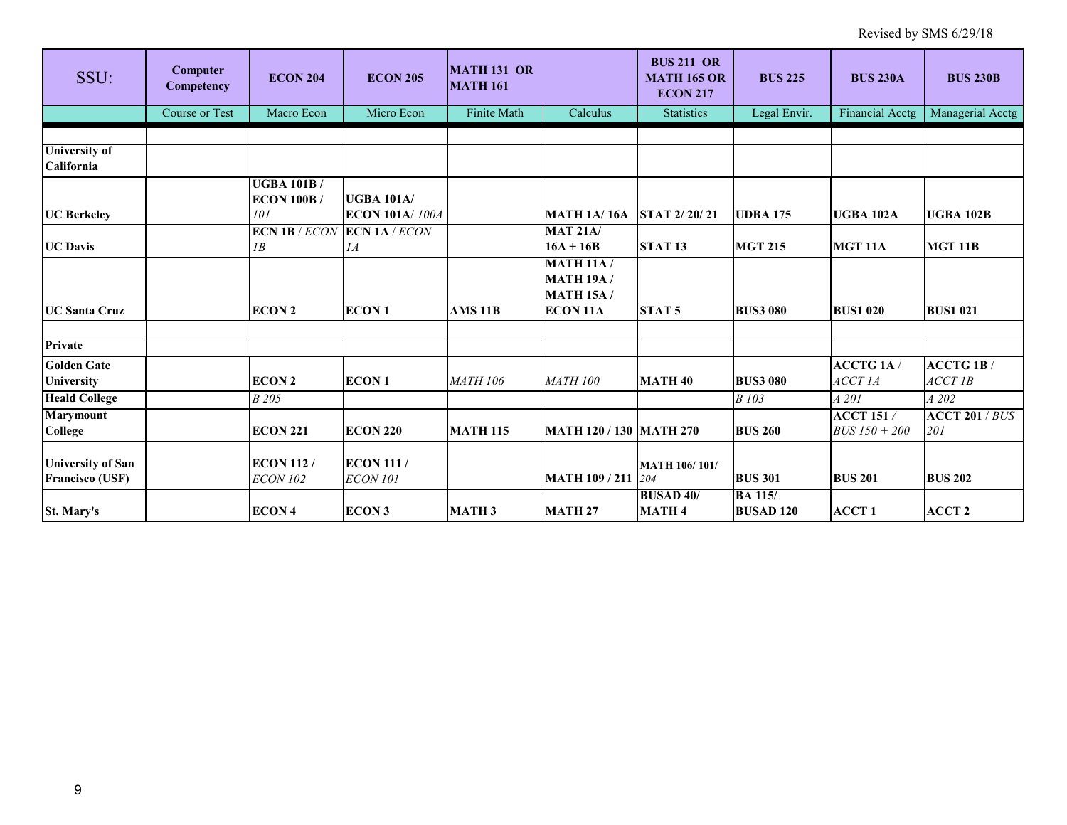Revised by SMS 6/29/18

| SSU: | Computer Competency | ECON 204 | ECON 205 | MATH 131 OR MATH 161 | | BUS 211 OR MATH 165 OR ECON 217 | BUS 225 | BUS 230A | BUS 230B |
|---|---|---|---|---|---|---|---|---|---|
| | Course or Test | Macro Econ | Micro Econ | Finite Math | Calculus | Statistics | Legal Envir. | Financial Acctg | Managerial Acctg |
| | | | | | | | | | |
| **University of California** | | | | | | | | | |
| **UC Berkeley** | | **UGBA 101B / ECON 100B /** *101* | **UGBA 101A/ ECON 101A/** *100A* | | **MATH 1A/ 16A** | **STAT 2/ 20/ 21** | **UDBA 175** | **UGBA 102A** | **UGBA 102B** |
| **UC Davis** | | **ECN 1B** / *ECON 1B* | **ECN 1A** / *ECON 1A* | | **MAT 21A/ 16A + 16B** | **STAT 13** | **MGT 215** | **MGT 11A** | **MGT 11B** |
| **UC Santa Cruz** | | **ECON 2** | **ECON 1** | **AMS 11B** | **MATH 11A / MATH 19A / MATH 15A / ECON 11A** | **STAT 5** | **BUS3 080** | **BUS1 020** | **BUS1 021** |
| | | | | | | | | | |
| **Private** | | | | | | | | | |
| **Golden Gate University** | | **ECON 2** | **ECON 1** | *MATH 106* | *MATH 100* | **MATH 40** | **BUS3 080** | **ACCTG 1A** / *ACCT 1A* | **ACCTG 1B** / *ACCT 1B* |
| **Heald College** | | *B 205* | | | | | *B 103* | *A 201* | *A 202* |
| **Marymount College** | | **ECON 221** | **ECON 220** | **MATH 115** | **MATH 120 / 130** | **MATH 270** | **BUS 260** | **ACCT 151** / *BUS 150 + 200* | **ACCT 201** / *BUS 201* |
| **University of San Francisco (USF)** | | **ECON 112** / *ECON 102* | **ECON 111** / *ECON 101* | | **MATH 109 / 211** | **MATH 106/ 101/** *204* | **BUS 301** | **BUS 201** | **BUS 202** |
| **St. Mary's** | | **ECON 4** | **ECON 3** | **MATH 3** | **MATH 27** | **BUSAD 40/ MATH 4** | **BA 115/ BUSAD 120** | **ACCT 1** | **ACCT 2** |